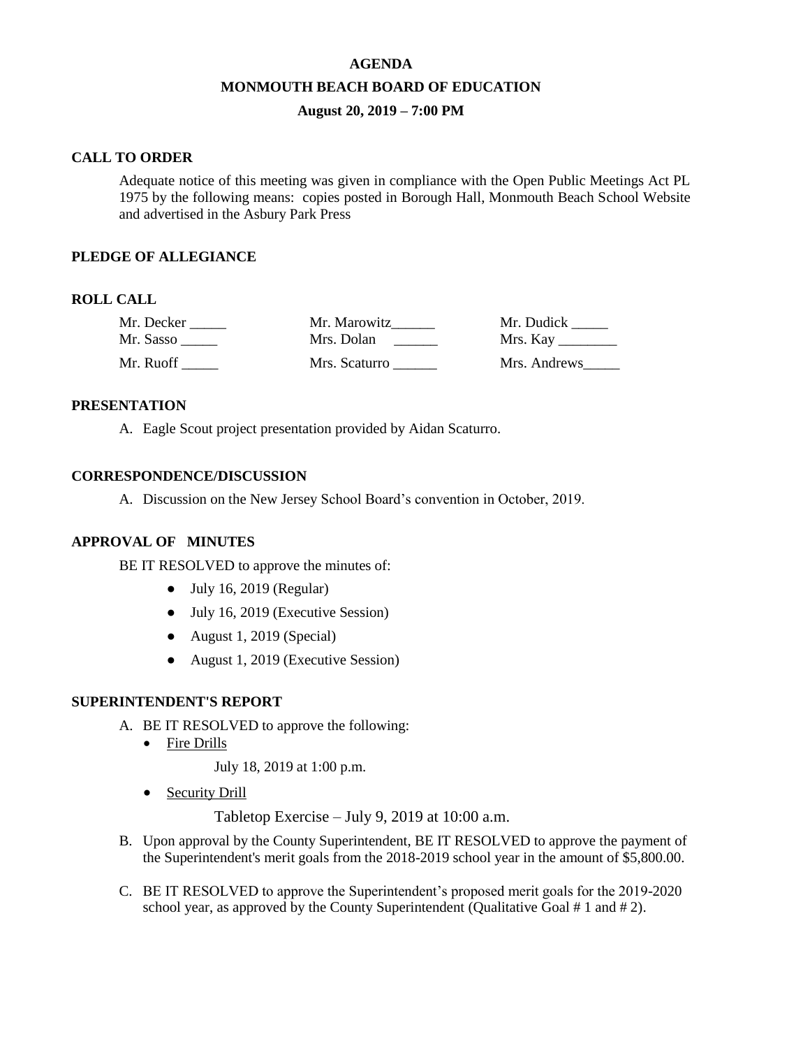# AGENDA

## MONMOUTH BEACH BOARD OF EDUCATION

### August 20, 2019 – 7:00 PM

**CALL TO ORDER**

Adequate notice of this meeting was given in compliance with the Open Public Meetings Act PL 1975 by the following means: copies posted in Borough Hall, Monmouth Beach School Website and advertised in the Asbury Park Press

**PLEDGE OF ALLEGIANCE**

**ROLL CALL**

| | | |
|---|---|---|
| Mr. Decker _____ | Mr. Marowitz______ | Mr. Dudick _____ |
| Mr. Sasso _____ | Mrs. Dolan ______ | Mrs. Kay ________ |
| Mr. Ruoff _____ | Mrs. Scaturro ______ | Mrs. Andrews_____ |

**PRESENTATION**

A. Eagle Scout project presentation provided by Aidan Scaturro.

**CORRESPONDENCE/DISCUSSION**

A. Discussion on the New Jersey School Board's convention in October, 2019.

**APPROVAL OF MINUTES**

BE IT RESOLVED to approve the minutes of:

- July 16, 2019 (Regular)
- July 16, 2019 (Executive Session)
- August 1, 2019 (Special)
- August 1, 2019 (Executive Session)

**SUPERINTENDENT'S REPORT**

A. BE IT RESOLVED to approve the following:
   - Fire Drills

     July 18, 2019 at 1:00 p.m.

   - Security Drill

     Tabletop Exercise – July 9, 2019 at 10:00 a.m.

B. Upon approval by the County Superintendent, BE IT RESOLVED to approve the payment of the Superintendent's merit goals from the 2018-2019 school year in the amount of $5,800.00.

C. BE IT RESOLVED to approve the Superintendent's proposed merit goals for the 2019-2020 school year, as approved by the County Superintendent (Qualitative Goal # 1 and # 2).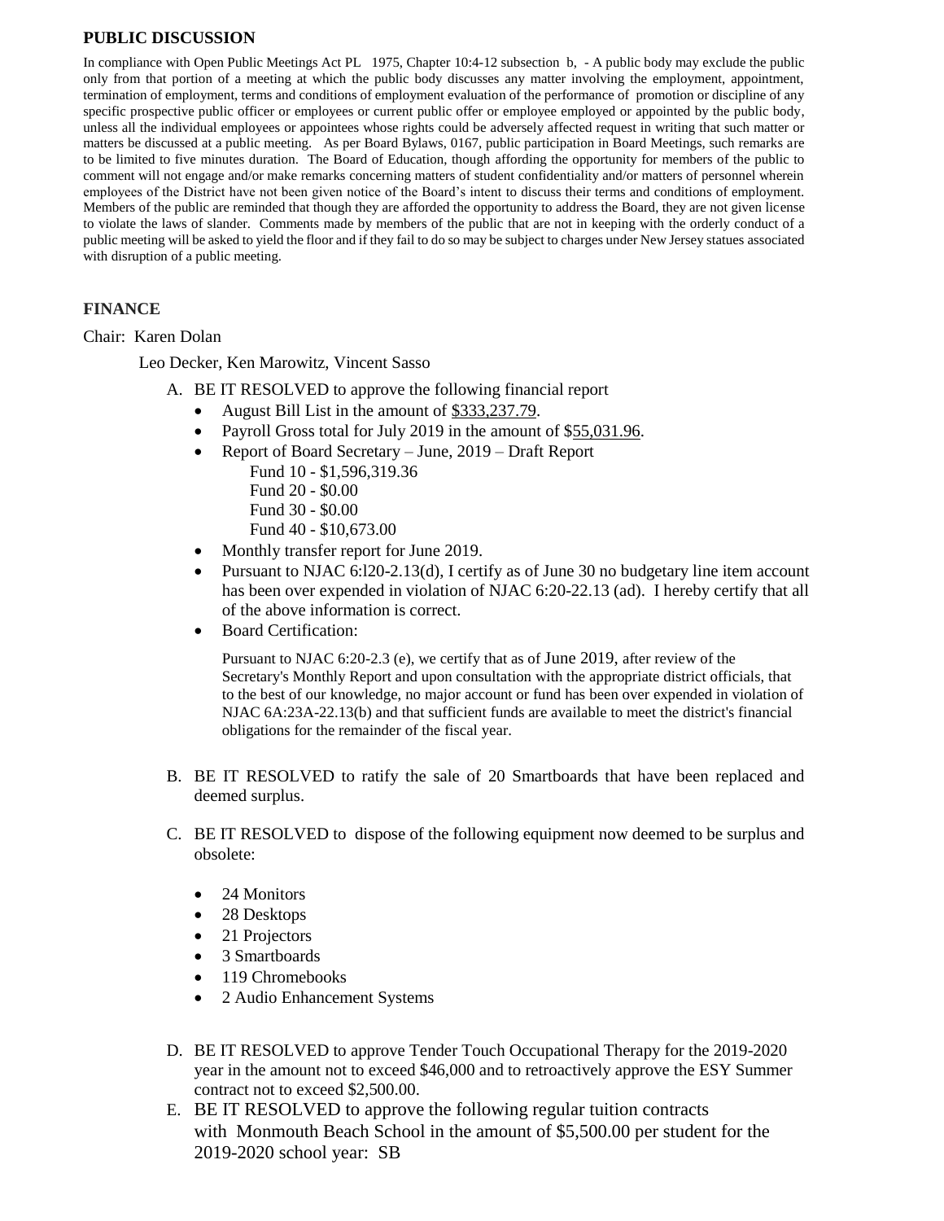**PUBLIC DISCUSSION**

In compliance with Open Public Meetings Act PL 1975, Chapter 10:4-12 subsection b, - A public body may exclude the public only from that portion of a meeting at which the public body discusses any matter involving the employment, appointment, termination of employment, terms and conditions of employment evaluation of the performance of promotion or discipline of any specific prospective public officer or employees or current public offer or employee employed or appointed by the public body, unless all the individual employees or appointees whose rights could be adversely affected request in writing that such matter or matters be discussed at a public meeting. As per Board Bylaws, 0167, public participation in Board Meetings, such remarks are to be limited to five minutes duration. The Board of Education, though affording the opportunity for members of the public to comment will not engage and/or make remarks concerning matters of student confidentiality and/or matters of personnel wherein employees of the District have not been given notice of the Board's intent to discuss their terms and conditions of employment. Members of the public are reminded that though they are afforded the opportunity to address the Board, they are not given license to violate the laws of slander. Comments made by members of the public that are not in keeping with the orderly conduct of a public meeting will be asked to yield the floor and if they fail to do so may be subject to charges under New Jersey statues associated with disruption of a public meeting.

**FINANCE**

Chair: Karen Dolan

Leo Decker, Ken Marowitz, Vincent Sasso

A. BE IT RESOLVED to approve the following financial report
   - August Bill List in the amount of $333,237.79.
   - Payroll Gross total for July 2019 in the amount of $55,031.96.
   - Report of Board Secretary – June, 2019 – Draft Report
     - Fund 10 - $1,596,319.36
     - Fund 20 - $0.00
     - Fund 30 - $0.00
     - Fund 40 - $10,673.00
   - Monthly transfer report for June 2019.
   - Pursuant to NJAC 6:l20-2.13(d), I certify as of June 30 no budgetary line item account has been over expended in violation of NJAC 6:20-22.13 (ad). I hereby certify that all of the above information is correct.
   - Board Certification:

     Pursuant to NJAC 6:20-2.3 (e), we certify that as of June 2019, after review of the Secretary's Monthly Report and upon consultation with the appropriate district officials, that to the best of our knowledge, no major account or fund has been over expended in violation of NJAC 6A:23A-22.13(b) and that sufficient funds are available to meet the district's financial obligations for the remainder of the fiscal year.

B. BE IT RESOLVED to ratify the sale of 20 Smartboards that have been replaced and deemed surplus.

C. BE IT RESOLVED to dispose of the following equipment now deemed to be surplus and obsolete:

   - 24 Monitors
   - 28 Desktops
   - 21 Projectors
   - 3 Smartboards
   - 119 Chromebooks
   - 2 Audio Enhancement Systems

D. BE IT RESOLVED to approve Tender Touch Occupational Therapy for the 2019-2020 year in the amount not to exceed $46,000 and to retroactively approve the ESY Summer contract not to exceed $2,500.00.

E. BE IT RESOLVED to approve the following regular tuition contracts with Monmouth Beach School in the amount of $5,500.00 per student for the 2019-2020 school year: SB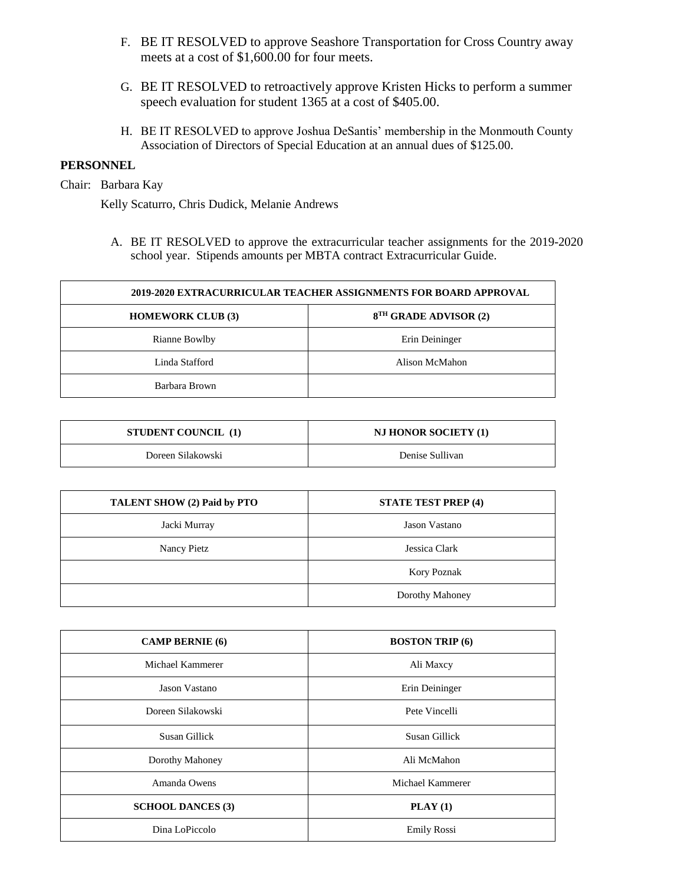F. BE IT RESOLVED to approve Seashore Transportation for Cross Country away meets at a cost of $1,600.00 for four meets.

G. BE IT RESOLVED to retroactively approve Kristen Hicks to perform a summer speech evaluation for student 1365 at a cost of $405.00.

H. BE IT RESOLVED to approve Joshua DeSantis' membership in the Monmouth County Association of Directors of Special Education at an annual dues of $125.00.

**PERSONNEL**

Chair: Barbara Kay

Kelly Scaturro, Chris Dudick, Melanie Andrews

A. BE IT RESOLVED to approve the extracurricular teacher assignments for the 2019-2020 school year. Stipends amounts per MBTA contract Extracurricular Guide.

| 2019-2020 EXTRACURRICULAR TEACHER ASSIGNMENTS FOR BOARD APPROVAL | |
|---|---|
| **HOMEWORK CLUB (3)** | **8TH GRADE ADVISOR (2)** |
| Rianne Bowlby | Erin Deininger |
| Linda Stafford | Alison McMahon |
| Barbara Brown | |

| STUDENT COUNCIL (1) | NJ HONOR SOCIETY (1) |
|---|---|
| Doreen Silakowski | Denise Sullivan |

| TALENT SHOW (2) Paid by PTO | STATE TEST PREP (4) |
|---|---|
| Jacki Murray | Jason Vastano |
| Nancy Pietz | Jessica Clark |
| | Kory Poznak |
| | Dorothy Mahoney |

| CAMP BERNIE (6) | BOSTON TRIP (6) |
|---|---|
| Michael Kammerer | Ali Maxcy |
| Jason Vastano | Erin Deininger |
| Doreen Silakowski | Pete Vincelli |
| Susan Gillick | Susan Gillick |
| Dorothy Mahoney | Ali McMahon |
| Amanda Owens | Michael Kammerer |
| **SCHOOL DANCES (3)** | **PLAY (1)** |
| Dina LoPiccolo | Emily Rossi |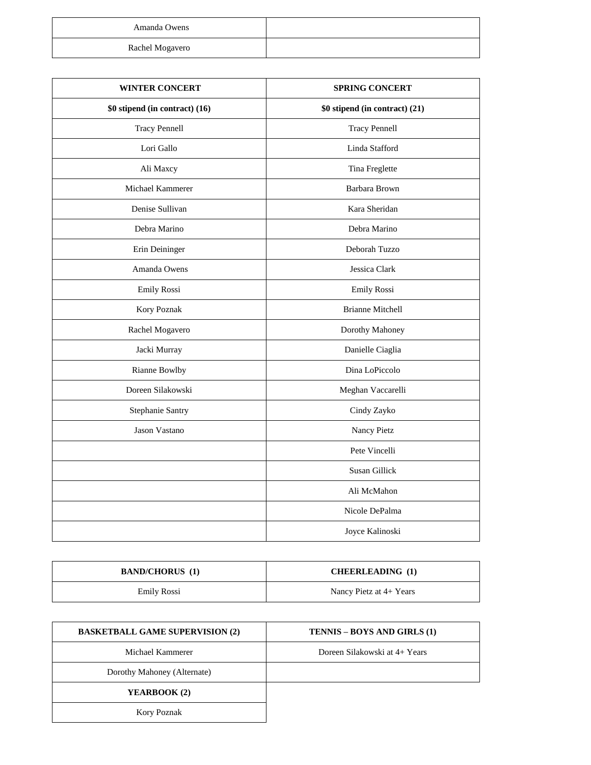| | |
|---|---|
| Amanda Owens | |
| Rachel Mogavero | |

| WINTER CONCERT | SPRING CONCERT |
|---|---|
| **$0 stipend (in contract) (16)** | **$0 stipend (in contract) (21)** |
| Tracy Pennell | Tracy Pennell |
| Lori Gallo | Linda Stafford |
| Ali Maxcy | Tina Freglette |
| Michael Kammerer | Barbara Brown |
| Denise Sullivan | Kara Sheridan |
| Debra Marino | Debra Marino |
| Erin Deininger | Deborah Tuzzo |
| Amanda Owens | Jessica Clark |
| Emily Rossi | Emily Rossi |
| Kory Poznak | Brianne Mitchell |
| Rachel Mogavero | Dorothy Mahoney |
| Jacki Murray | Danielle Ciaglia |
| Rianne Bowlby | Dina LoPiccolo |
| Doreen Silakowski | Meghan Vaccarelli |
| Stephanie Santry | Cindy Zayko |
| Jason Vastano | Nancy Pietz |
| | Pete Vincelli |
| | Susan Gillick |
| | Ali McMahon |
| | Nicole DePalma |
| | Joyce Kalinoski |

| BAND/CHORUS (1) | CHEERLEADING (1) |
|---|---|
| Emily Rossi | Nancy Pietz at 4+ Years |

| BASKETBALL GAME SUPERVISION (2) | TENNIS – BOYS AND GIRLS (1) |
|---|---|
| Michael Kammerer | Doreen Silakowski at 4+ Years |
| Dorothy Mahoney (Alternate) | |
| **YEARBOOK (2)** | |
| Kory Poznak | |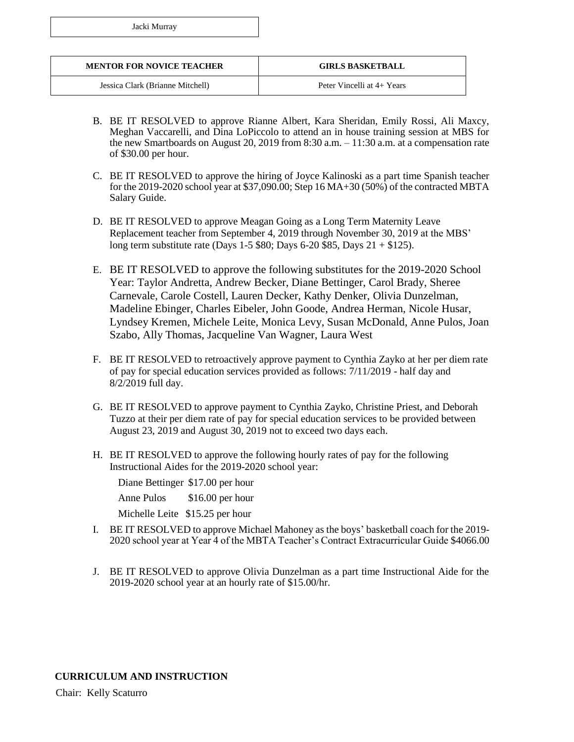| Jacki Murray |
|---|

| MENTOR FOR NOVICE TEACHER | GIRLS BASKETBALL |
|---|---|
| Jessica Clark (Brianne Mitchell) | Peter Vincelli at 4+ Years |

B. BE IT RESOLVED to approve Rianne Albert, Kara Sheridan, Emily Rossi, Ali Maxcy, Meghan Vaccarelli, and Dina LoPiccolo to attend an in house training session at MBS for the new Smartboards on August 20, 2019 from 8:30 a.m. – 11:30 a.m. at a compensation rate of $30.00 per hour.

C. BE IT RESOLVED to approve the hiring of Joyce Kalinoski as a part time Spanish teacher for the 2019-2020 school year at $37,090.00; Step 16 MA+30 (50%) of the contracted MBTA Salary Guide.

D. BE IT RESOLVED to approve Meagan Going as a Long Term Maternity Leave Replacement teacher from September 4, 2019 through November 30, 2019 at the MBS' long term substitute rate (Days 1-5 $80; Days 6-20 $85, Days 21 + $125).

E. BE IT RESOLVED to approve the following substitutes for the 2019-2020 School Year: Taylor Andretta, Andrew Becker, Diane Bettinger, Carol Brady, Sheree Carnevale, Carole Costell, Lauren Decker, Kathy Denker, Olivia Dunzelman, Madeline Ebinger, Charles Eibeler, John Goode, Andrea Herman, Nicole Husar, Lyndsey Kremen, Michele Leite, Monica Levy, Susan McDonald, Anne Pulos, Joan Szabo, Ally Thomas, Jacqueline Van Wagner, Laura West

F. BE IT RESOLVED to retroactively approve payment to Cynthia Zayko at her per diem rate of pay for special education services provided as follows: 7/11/2019 - half day and 8/2/2019 full day.

G. BE IT RESOLVED to approve payment to Cynthia Zayko, Christine Priest, and Deborah Tuzzo at their per diem rate of pay for special education services to be provided between August 23, 2019 and August 30, 2019 not to exceed two days each.

H. BE IT RESOLVED to approve the following hourly rates of pay for the following Instructional Aides for the 2019-2020 school year:

   Diane Bettinger $17.00 per hour
   
   Anne Pulos $16.00 per hour
   
   Michelle Leite $15.25 per hour

I. BE IT RESOLVED to approve Michael Mahoney as the boys' basketball coach for the 2019-2020 school year at Year 4 of the MBTA Teacher's Contract Extracurricular Guide $4066.00

J. BE IT RESOLVED to approve Olivia Dunzelman as a part time Instructional Aide for the 2019-2020 school year at an hourly rate of $15.00/hr.

**CURRICULUM AND INSTRUCTION**

Chair: Kelly Scaturro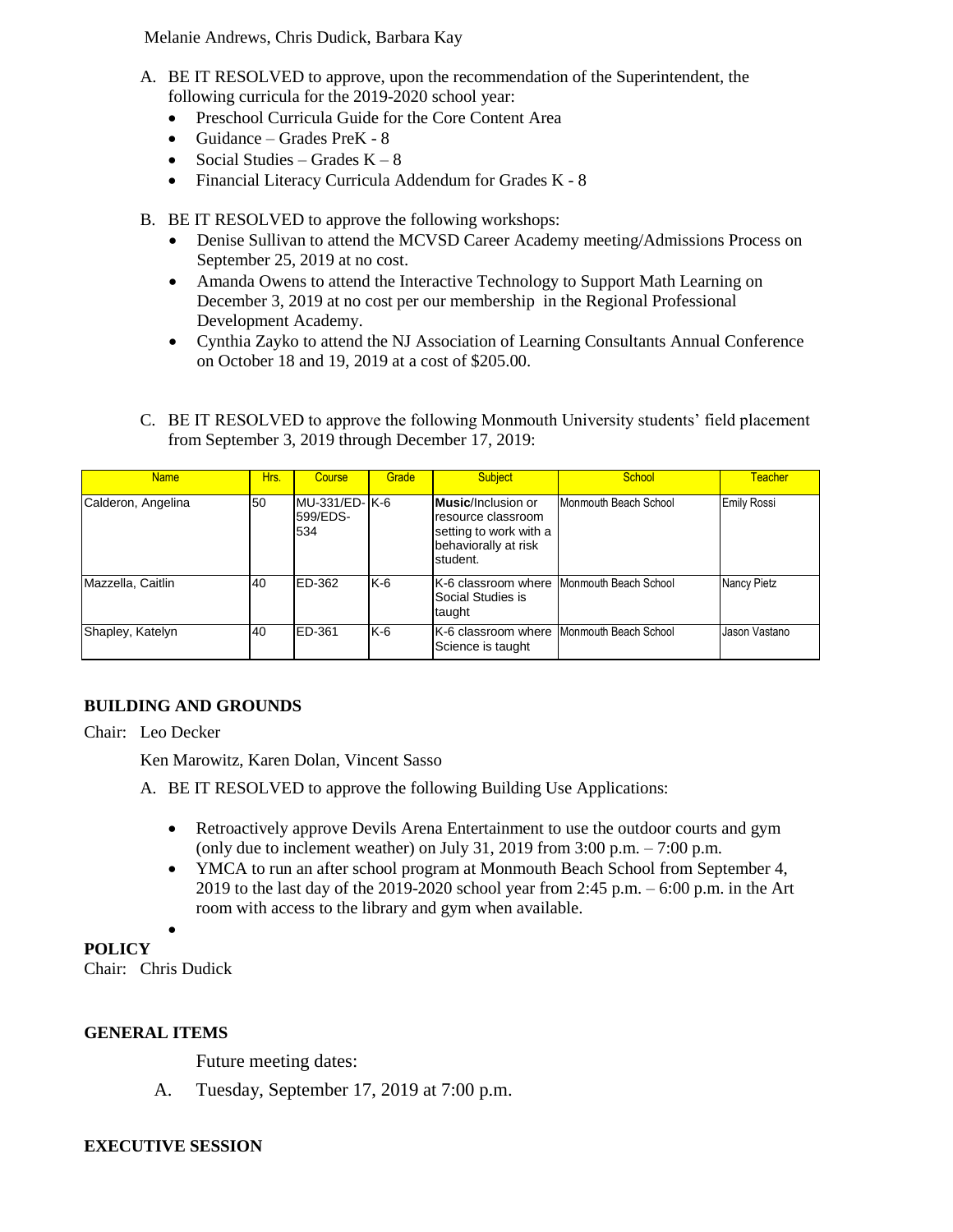Melanie Andrews, Chris Dudick, Barbara Kay

A. BE IT RESOLVED to approve, upon the recommendation of the Superintendent, the following curricula for the 2019-2020 school year:
   - Preschool Curricula Guide for the Core Content Area
   - Guidance – Grades PreK - 8
   - Social Studies – Grades K – 8
   - Financial Literacy Curricula Addendum for Grades K - 8

B. BE IT RESOLVED to approve the following workshops:
   - Denise Sullivan to attend the MCVSD Career Academy meeting/Admissions Process on September 25, 2019 at no cost.
   - Amanda Owens to attend the Interactive Technology to Support Math Learning on December 3, 2019 at no cost per our membership in the Regional Professional Development Academy.
   - Cynthia Zayko to attend the NJ Association of Learning Consultants Annual Conference on October 18 and 19, 2019 at a cost of $205.00.

C. BE IT RESOLVED to approve the following Monmouth University students' field placement from September 3, 2019 through December 17, 2019:

| Name | Hrs. | Course | Grade | Subject | School | Teacher |
|---|---|---|---|---|---|---|
| Calderon, Angelina | 50 | MU-331/ED-599/EDS-534 | K-6 | **Music**/Inclusion or resource classroom setting to work with a behaviorally at risk student. | Monmouth Beach School | Emily Rossi |
| Mazzella, Caitlin | 40 | ED-362 | K-6 | K-6 classroom where Social Studies is taught | Monmouth Beach School | Nancy Pietz |
| Shapley, Katelyn | 40 | ED-361 | K-6 | K-6 classroom where Science is taught | Monmouth Beach School | Jason Vastano |

**BUILDING AND GROUNDS**

Chair: Leo Decker

Ken Marowitz, Karen Dolan, Vincent Sasso

A. BE IT RESOLVED to approve the following Building Use Applications:
   - Retroactively approve Devils Arena Entertainment to use the outdoor courts and gym (only due to inclement weather) on July 31, 2019 from 3:00 p.m. – 7:00 p.m.
   - YMCA to run an after school program at Monmouth Beach School from September 4, 2019 to the last day of the 2019-2020 school year from 2:45 p.m. – 6:00 p.m. in the Art room with access to the library and gym when available.
   -

**POLICY**

Chair: Chris Dudick

**GENERAL ITEMS**

Future meeting dates:

A. Tuesday, September 17, 2019 at 7:00 p.m.

**EXECUTIVE SESSION**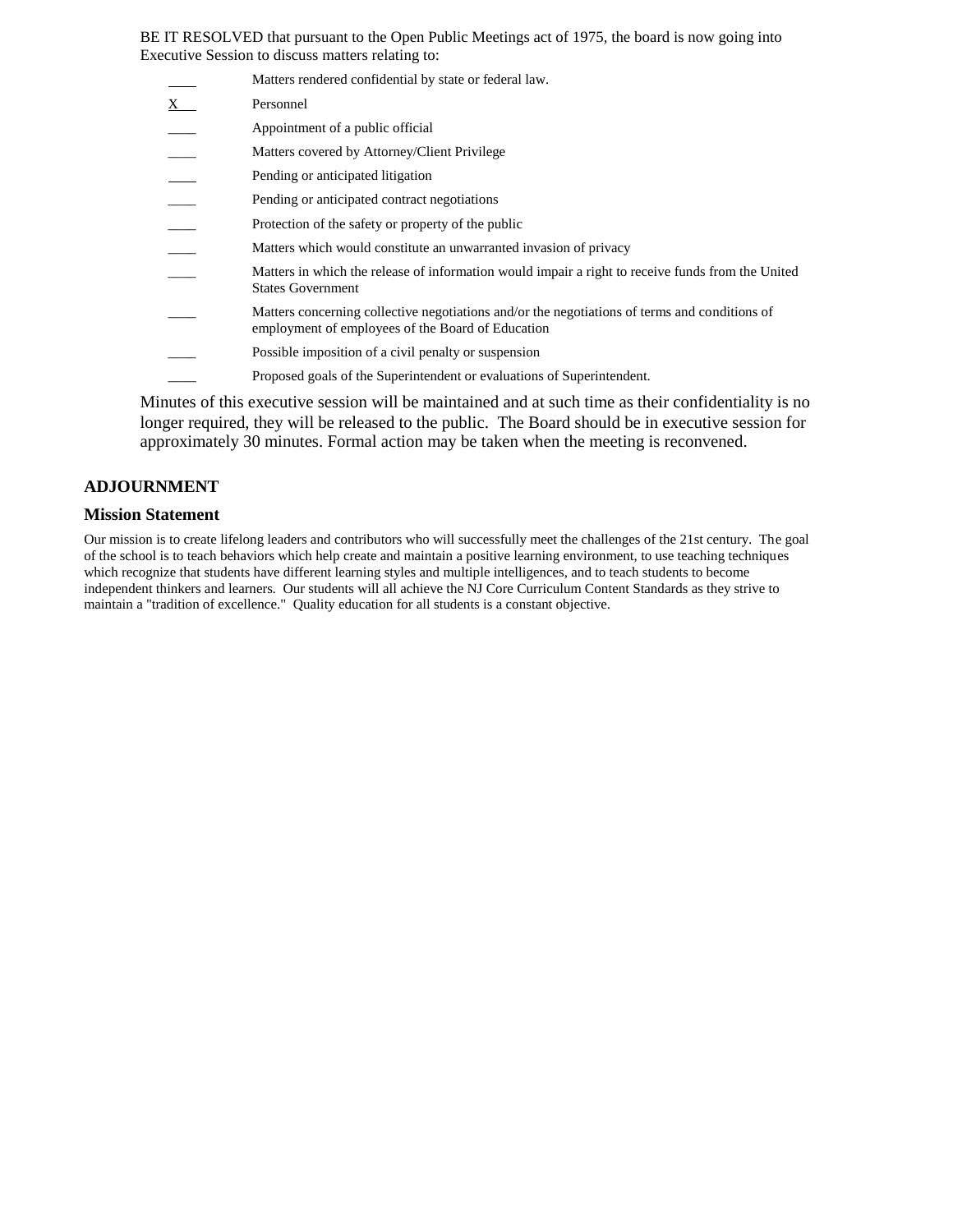BE IT RESOLVED that pursuant to the Open Public Meetings act of 1975, the board is now going into Executive Session to discuss matters relating to:

| | |
|---|---|
| ____ | Matters rendered confidential by state or federal law. |
| X | Personnel |
| ____ | Appointment of a public official |
| ____ | Matters covered by Attorney/Client Privilege |
| ____ | Pending or anticipated litigation |
| ____ | Pending or anticipated contract negotiations |
| ____ | Protection of the safety or property of the public |
| ____ | Matters which would constitute an unwarranted invasion of privacy |
| ____ | Matters in which the release of information would impair a right to receive funds from the United States Government |
| ____ | Matters concerning collective negotiations and/or the negotiations of terms and conditions of employment of employees of the Board of Education |
| ____ | Possible imposition of a civil penalty or suspension |
| ____ | Proposed goals of the Superintendent or evaluations of Superintendent. |

Minutes of this executive session will be maintained and at such time as their confidentiality is no longer required, they will be released to the public. The Board should be in executive session for approximately 30 minutes. Formal action may be taken when the meeting is reconvened.

## ADJOURNMENT

### Mission Statement

Our mission is to create lifelong leaders and contributors who will successfully meet the challenges of the 21st century. The goal of the school is to teach behaviors which help create and maintain a positive learning environment, to use teaching techniques which recognize that students have different learning styles and multiple intelligences, and to teach students to become independent thinkers and learners. Our students will all achieve the NJ Core Curriculum Content Standards as they strive to maintain a "tradition of excellence." Quality education for all students is a constant objective.